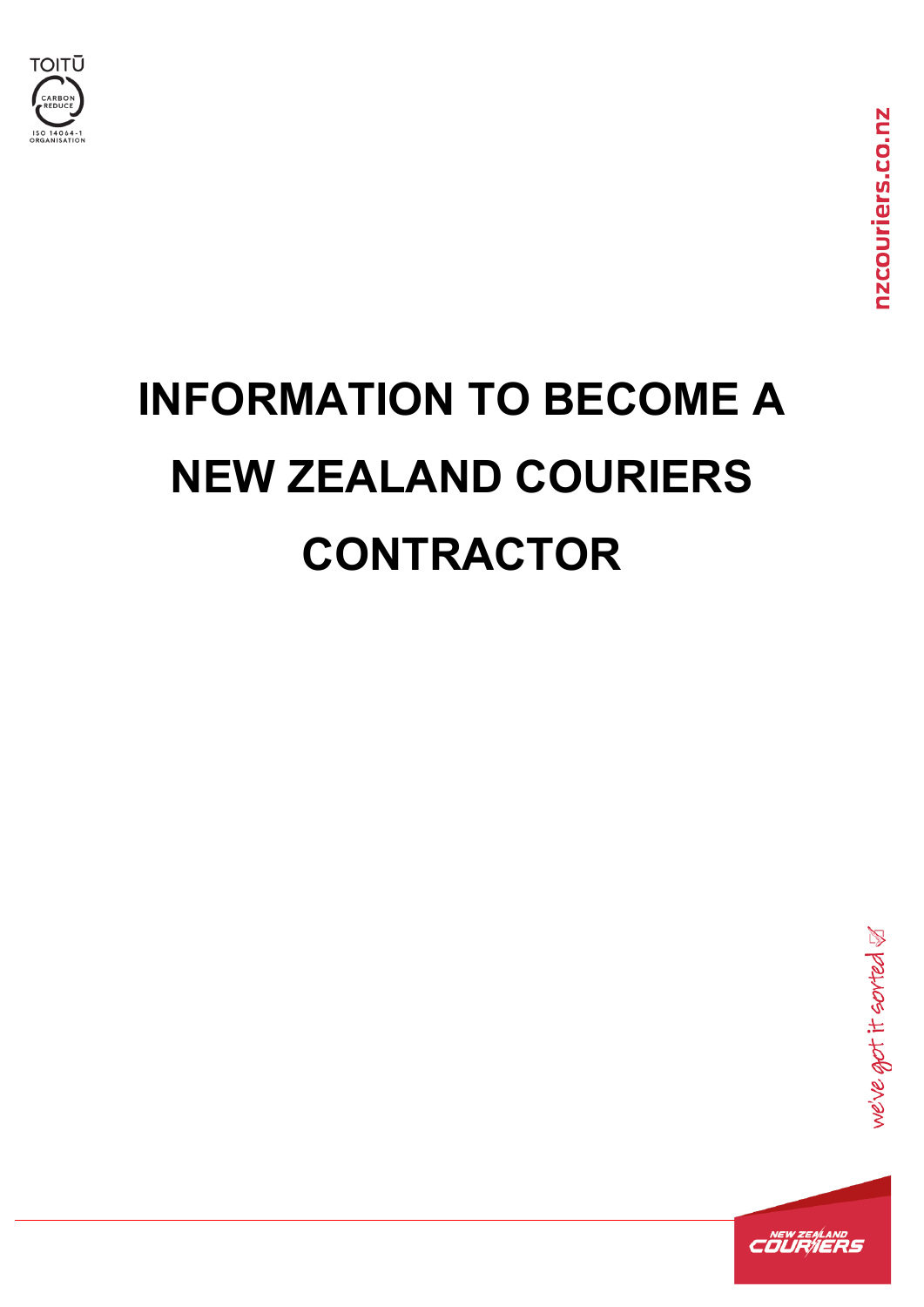# INFORMATION TO BECOME A NEW ZEALAND COURIERS CONTRACTOR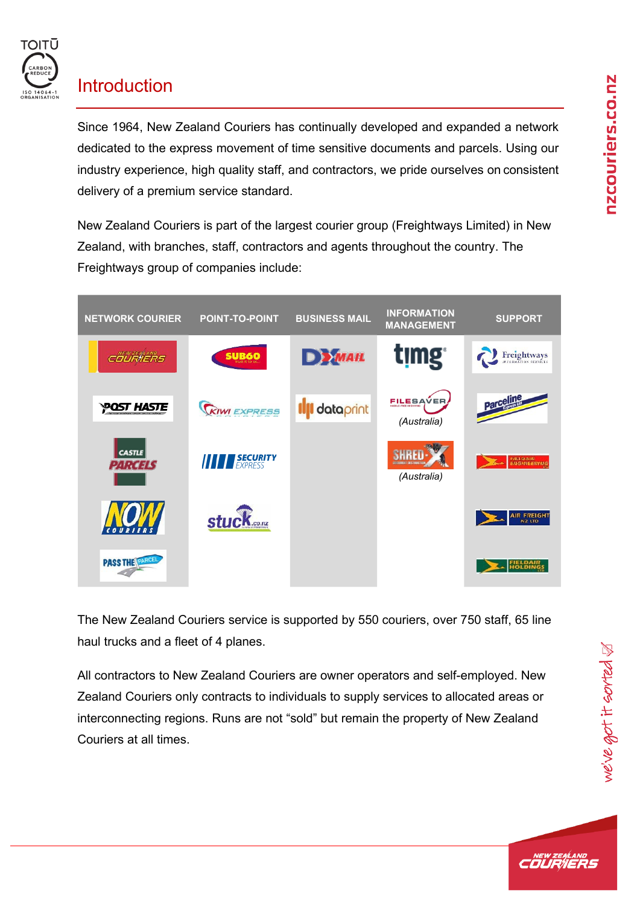## Introduction

Since 1964, New Zealand Couriers has continually developed and expanded a network dedicated to the express movement of time sensitive documents and parcels. Using our industry experience, high quality staff, and contractors, we pride ourselves on consistent delivery of a premium service standard.

New Zealand Couriers is part of the largest courier group (Freightways Limited) in New Zealand, with branches, staff, contractors and agents throughout the country. The Freightways group of companies include:

| NETWORK COURIER | POINT-TO-POINT | BUSINESS MAIL | INFORMATION MANAGEMENT | SUPPORT |
|---|---|---|---|---|
| New Zealand Couriers | SUB60 | DX Mail | timg | Freightways Information Services |
| Post Haste | Kiwi Express | dataprint | FILESAVER (Australia) | Parceline Express |
| Castle Parcels | Security Express | | SHRED-X (Australia) | Fieldair Engineering |
| NOW Couriers | stuck.co.nz | | | Air Freight NZ Ltd |
| Pass the Parcel | | | | Fieldair Holdings |

The New Zealand Couriers service is supported by 550 couriers, over 750 staff, 65 line haul trucks and a fleet of 4 planes.

All contractors to New Zealand Couriers are owner operators and self-employed. New Zealand Couriers only contracts to individuals to supply services to allocated areas or interconnecting regions. Runs are not "sold" but remain the property of New Zealand Couriers at all times.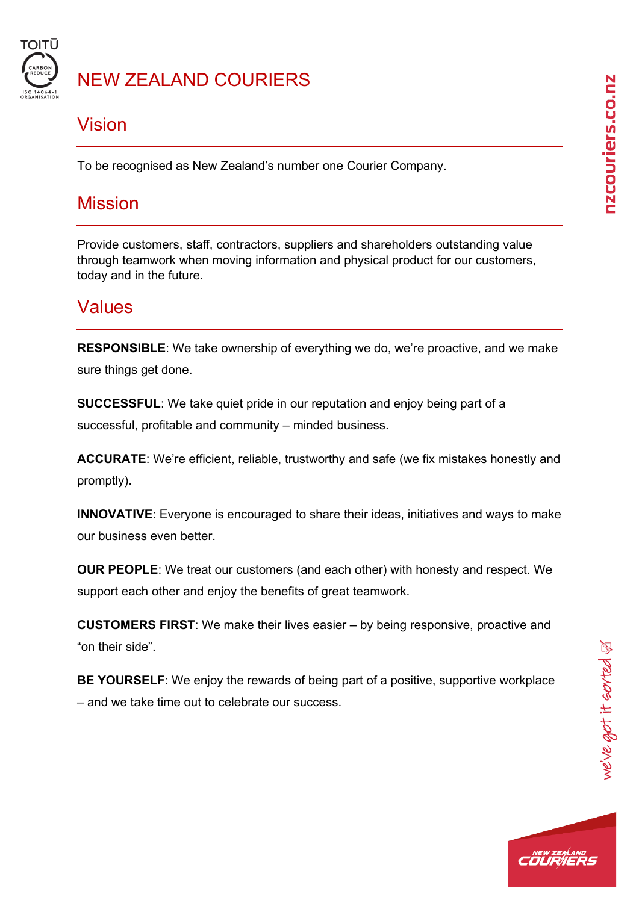# NEW ZEALAND COURIERS

## Vision

To be recognised as New Zealand's number one Courier Company.

## Mission

Provide customers, staff, contractors, suppliers and shareholders outstanding value through teamwork when moving information and physical product for our customers, today and in the future.

## Values

**RESPONSIBLE**: We take ownership of everything we do, we're proactive, and we make sure things get done.

**SUCCESSFUL**: We take quiet pride in our reputation and enjoy being part of a successful, profitable and community – minded business.

**ACCURATE**: We're efficient, reliable, trustworthy and safe (we fix mistakes honestly and promptly).

**INNOVATIVE**: Everyone is encouraged to share their ideas, initiatives and ways to make our business even better.

**OUR PEOPLE**: We treat our customers (and each other) with honesty and respect. We support each other and enjoy the benefits of great teamwork.

**CUSTOMERS FIRST**: We make their lives easier – by being responsive, proactive and "on their side".

**BE YOURSELF**: We enjoy the rewards of being part of a positive, supportive workplace – and we take time out to celebrate our success.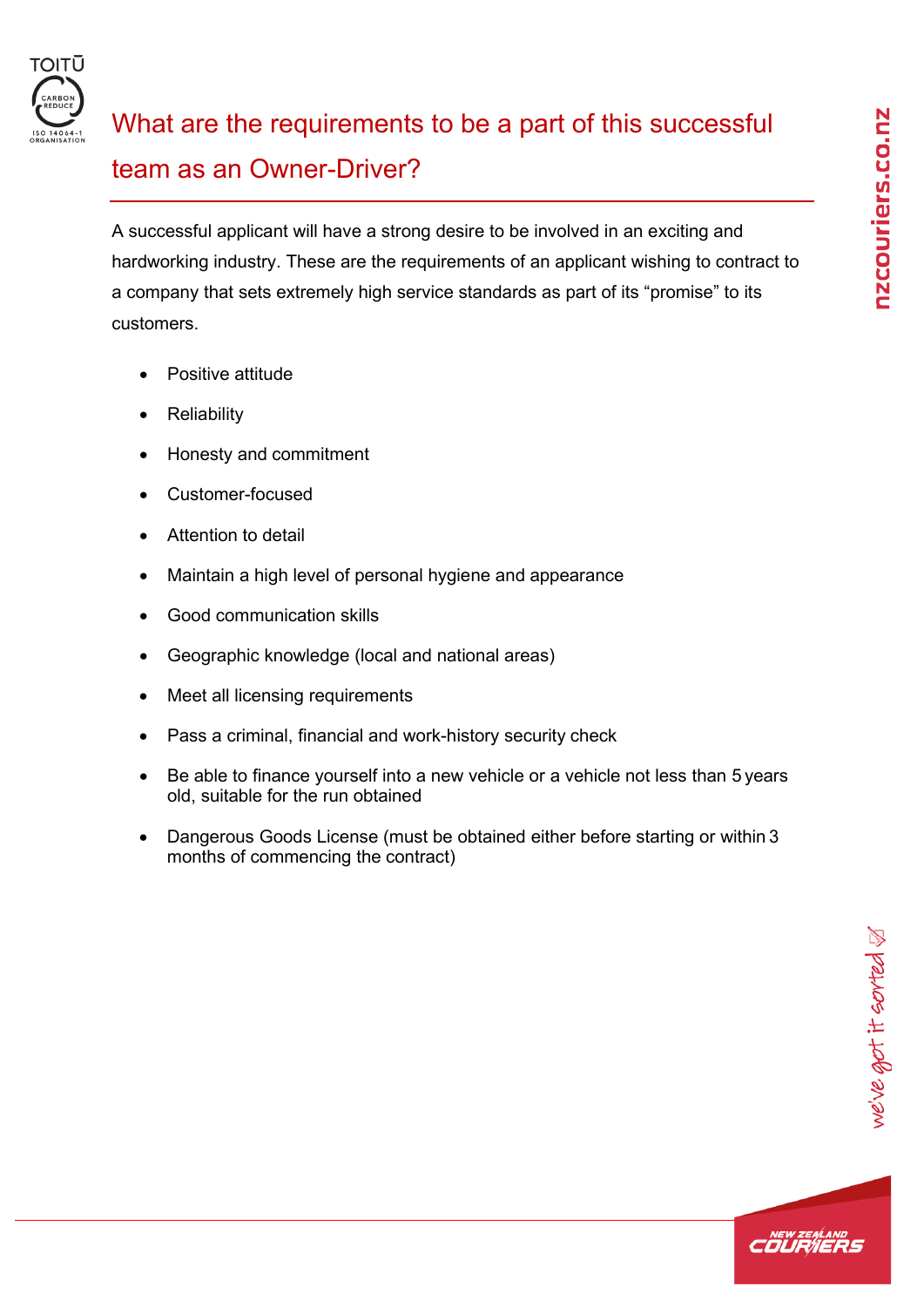## What are the requirements to be a part of this successful team as an Owner-Driver?

A successful applicant will have a strong desire to be involved in an exciting and hardworking industry. These are the requirements of an applicant wishing to contract to a company that sets extremely high service standards as part of its "promise" to its customers.

- Positive attitude
- Reliability
- Honesty and commitment
- Customer-focused
- Attention to detail
- Maintain a high level of personal hygiene and appearance
- Good communication skills
- Geographic knowledge (local and national areas)
- Meet all licensing requirements
- Pass a criminal, financial and work-history security check
- Be able to finance yourself into a new vehicle or a vehicle not less than 5 years old, suitable for the run obtained
- Dangerous Goods License (must be obtained either before starting or within 3 months of commencing the contract)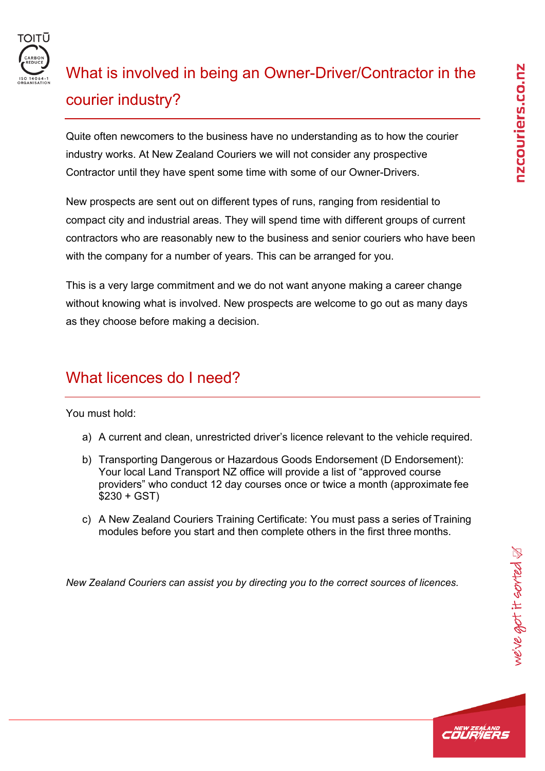## What is involved in being an Owner-Driver/Contractor in the courier industry?

Quite often newcomers to the business have no understanding as to how the courier industry works. At New Zealand Couriers we will not consider any prospective Contractor until they have spent some time with some of our Owner-Drivers.

New prospects are sent out on different types of runs, ranging from residential to compact city and industrial areas. They will spend time with different groups of current contractors who are reasonably new to the business and senior couriers who have been with the company for a number of years. This can be arranged for you.

This is a very large commitment and we do not want anyone making a career change without knowing what is involved. New prospects are welcome to go out as many days as they choose before making a decision.

## What licences do I need?

You must hold:

a) A current and clean, unrestricted driver's licence relevant to the vehicle required.

b) Transporting Dangerous or Hazardous Goods Endorsement (D Endorsement): Your local Land Transport NZ office will provide a list of "approved course providers" who conduct 12 day courses once or twice a month (approximate fee $230 + GST)

c) A New Zealand Couriers Training Certificate: You must pass a series of Training modules before you start and then complete others in the first three months.

*New Zealand Couriers can assist you by directing you to the correct sources of licences.*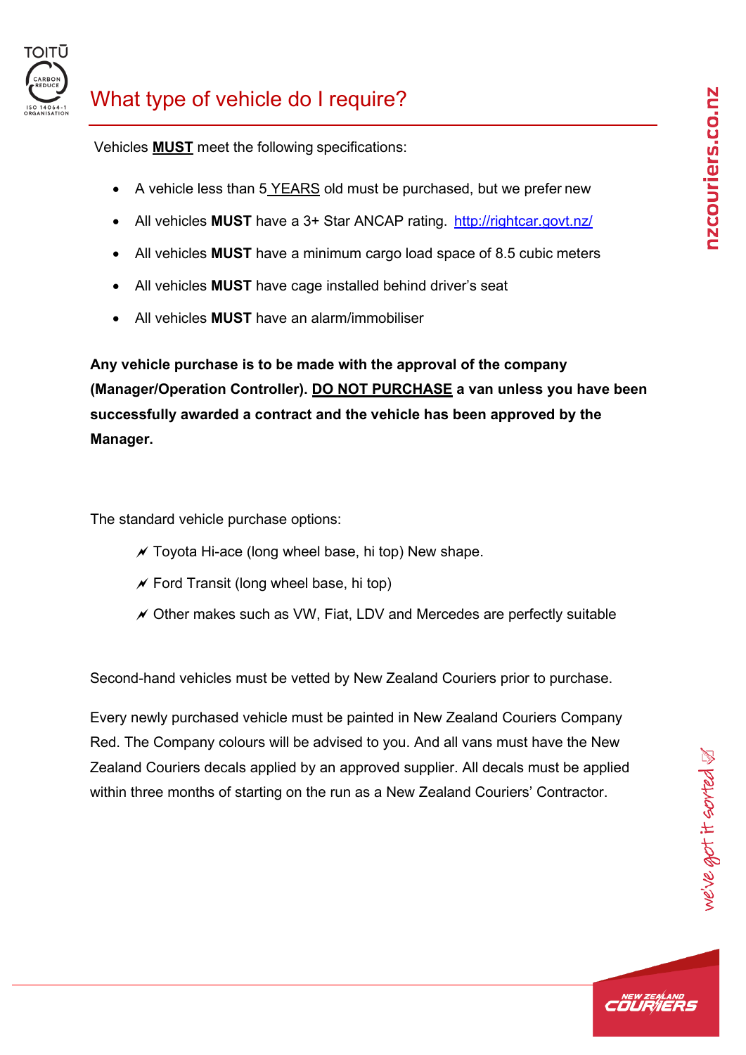# What type of vehicle do I require?

Vehicles **MUST** meet the following specifications:

- A vehicle less than 5 YEARS old must be purchased, but we prefer new
- All vehicles **MUST** have a 3+ Star ANCAP rating. http://rightcar.govt.nz/
- All vehicles **MUST** have a minimum cargo load space of 8.5 cubic meters
- All vehicles **MUST** have cage installed behind driver's seat
- All vehicles **MUST** have an alarm/immobiliser

**Any vehicle purchase is to be made with the approval of the company (Manager/Operation Controller). DO NOT PURCHASE a van unless you have been successfully awarded a contract and the vehicle has been approved by the Manager.**

The standard vehicle purchase options:

- Toyota Hi-ace (long wheel base, hi top) New shape.
- Ford Transit (long wheel base, hi top)
- Other makes such as VW, Fiat, LDV and Mercedes are perfectly suitable

Second-hand vehicles must be vetted by New Zealand Couriers prior to purchase.

Every newly purchased vehicle must be painted in New Zealand Couriers Company Red. The Company colours will be advised to you. And all vans must have the New Zealand Couriers decals applied by an approved supplier. All decals must be applied within three months of starting on the run as a New Zealand Couriers' Contractor.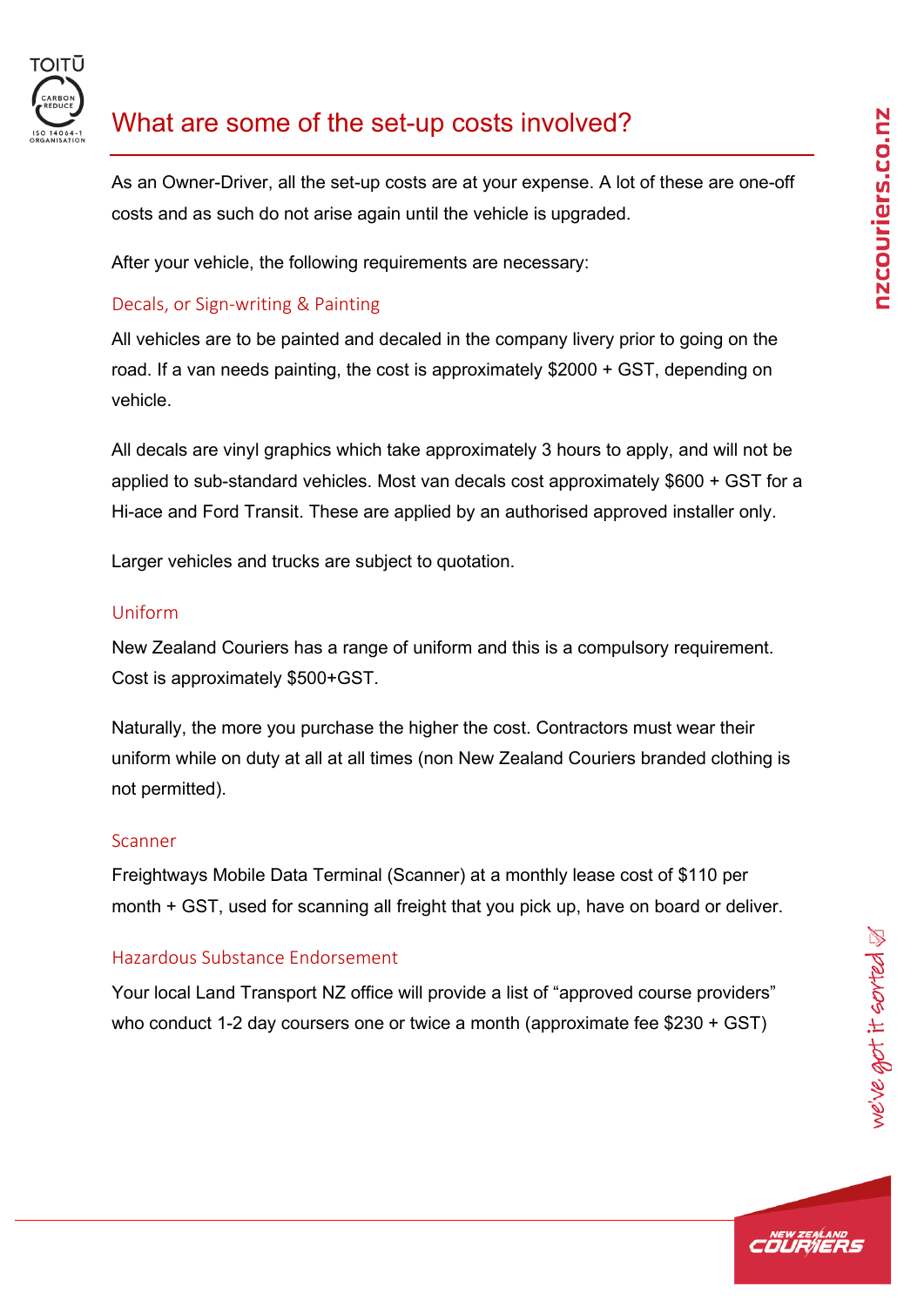## What are some of the set-up costs involved?

As an Owner-Driver, all the set-up costs are at your expense. A lot of these are one-off costs and as such do not arise again until the vehicle is upgraded.

After your vehicle, the following requirements are necessary:

### Decals, or Sign-writing & Painting

All vehicles are to be painted and decaled in the company livery prior to going on the road. If a van needs painting, the cost is approximately $2000 + GST, depending on vehicle.

All decals are vinyl graphics which take approximately 3 hours to apply, and will not be applied to sub-standard vehicles. Most van decals cost approximately $600 + GST for a Hi-ace and Ford Transit. These are applied by an authorised approved installer only.

Larger vehicles and trucks are subject to quotation.

### Uniform

New Zealand Couriers has a range of uniform and this is a compulsory requirement. Cost is approximately $500+GST.

Naturally, the more you purchase the higher the cost. Contractors must wear their uniform while on duty at all at all times (non New Zealand Couriers branded clothing is not permitted).

### Scanner

Freightways Mobile Data Terminal (Scanner) at a monthly lease cost of $110 per month + GST, used for scanning all freight that you pick up, have on board or deliver.

### Hazardous Substance Endorsement

Your local Land Transport NZ office will provide a list of “approved course providers” who conduct 1-2 day coursers one or twice a month (approximate fee $230 + GST)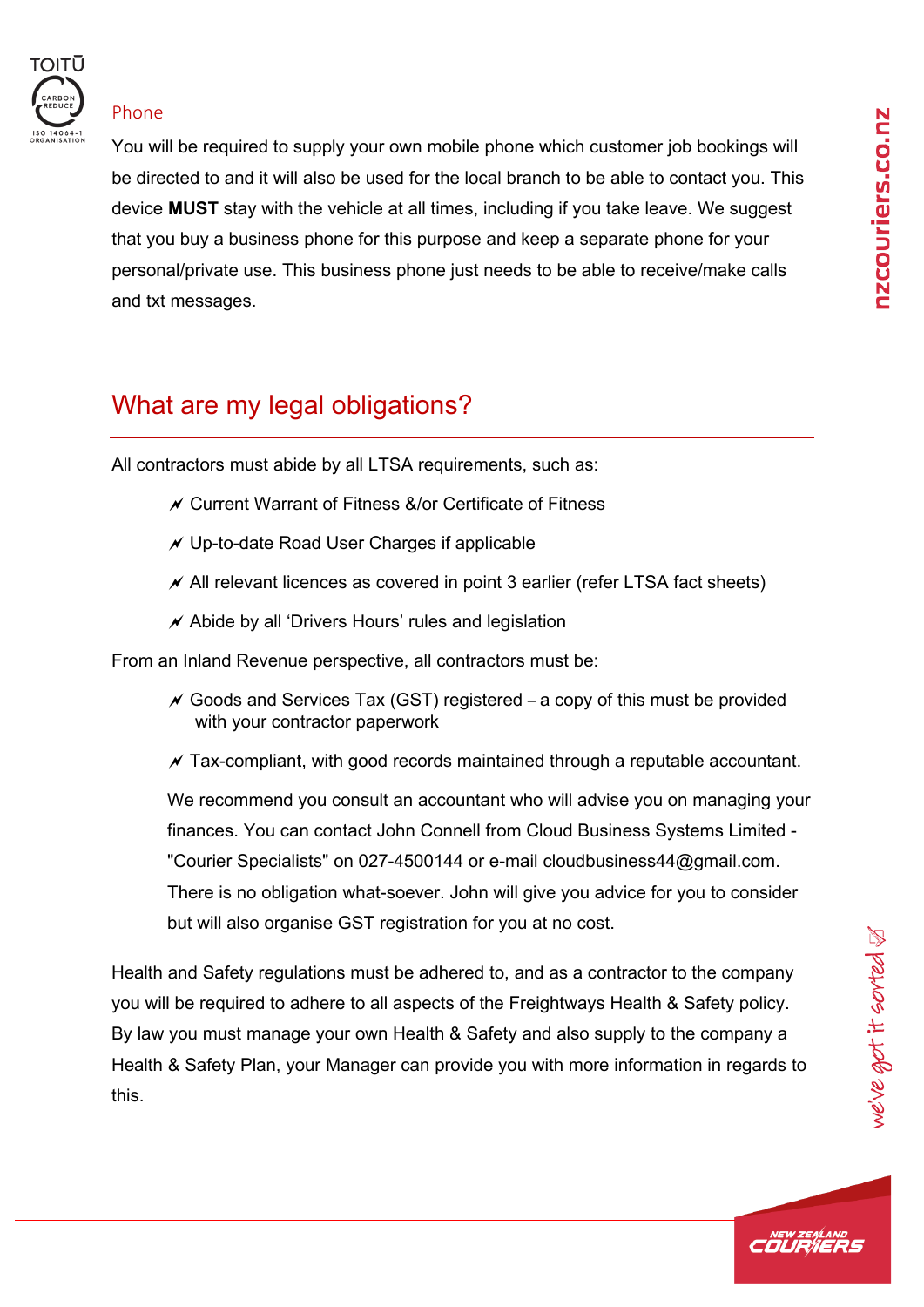### Phone

You will be required to supply your own mobile phone which customer job bookings will be directed to and it will also be used for the local branch to be able to contact you. This device **MUST** stay with the vehicle at all times, including if you take leave. We suggest that you buy a business phone for this purpose and keep a separate phone for your personal/private use. This business phone just needs to be able to receive/make calls and txt messages.

## What are my legal obligations?

All contractors must abide by all LTSA requirements, such as:

- Current Warrant of Fitness &/or Certificate of Fitness
- Up-to-date Road User Charges if applicable
- All relevant licences as covered in point 3 earlier (refer LTSA fact sheets)
- Abide by all 'Drivers Hours' rules and legislation

From an Inland Revenue perspective, all contractors must be:

- Goods and Services Tax (GST) registered – a copy of this must be provided with your contractor paperwork
- Tax-compliant, with good records maintained through a reputable accountant.

  We recommend you consult an accountant who will advise you on managing your finances. You can contact John Connell from Cloud Business Systems Limited - "Courier Specialists" on 027-4500144 or e-mail cloudbusiness44@gmail.com. There is no obligation what-soever. John will give you advice for you to consider but will also organise GST registration for you at no cost.

Health and Safety regulations must be adhered to, and as a contractor to the company you will be required to adhere to all aspects of the Freightways Health & Safety policy. By law you must manage your own Health & Safety and also supply to the company a Health & Safety Plan, your Manager can provide you with more information in regards to this.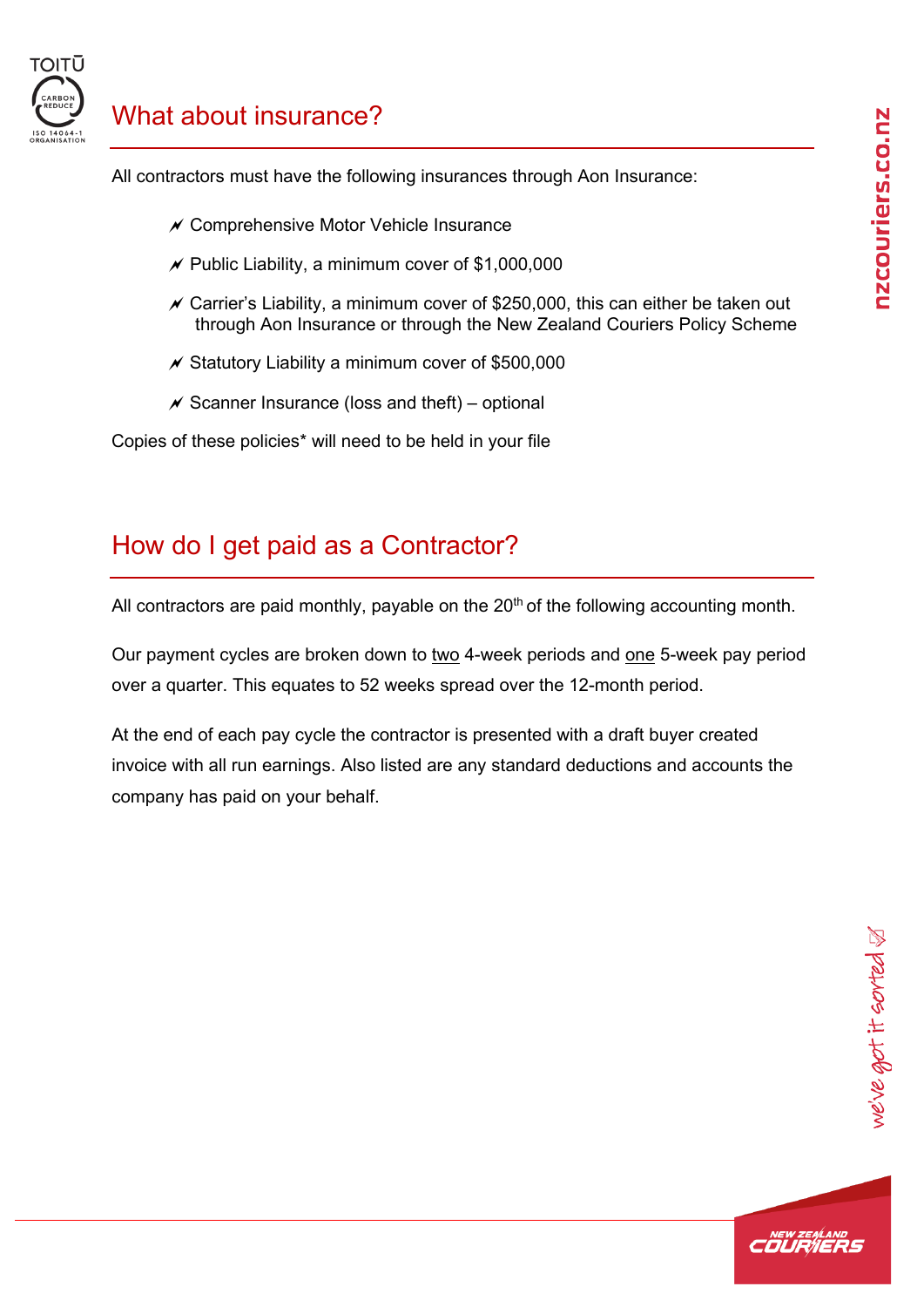## What about insurance?

All contractors must have the following insurances through Aon Insurance:

- Comprehensive Motor Vehicle Insurance
- Public Liability, a minimum cover of $1,000,000
- Carrier's Liability, a minimum cover of $250,000, this can either be taken out through Aon Insurance or through the New Zealand Couriers Policy Scheme
- Statutory Liability a minimum cover of $500,000
- Scanner Insurance (loss and theft) – optional

Copies of these policies* will need to be held in your file

## How do I get paid as a Contractor?

All contractors are paid monthly, payable on the 20th of the following accounting month.

Our payment cycles are broken down to two 4-week periods and one 5-week pay period over a quarter. This equates to 52 weeks spread over the 12-month period.

At the end of each pay cycle the contractor is presented with a draft buyer created invoice with all run earnings. Also listed are any standard deductions and accounts the company has paid on your behalf.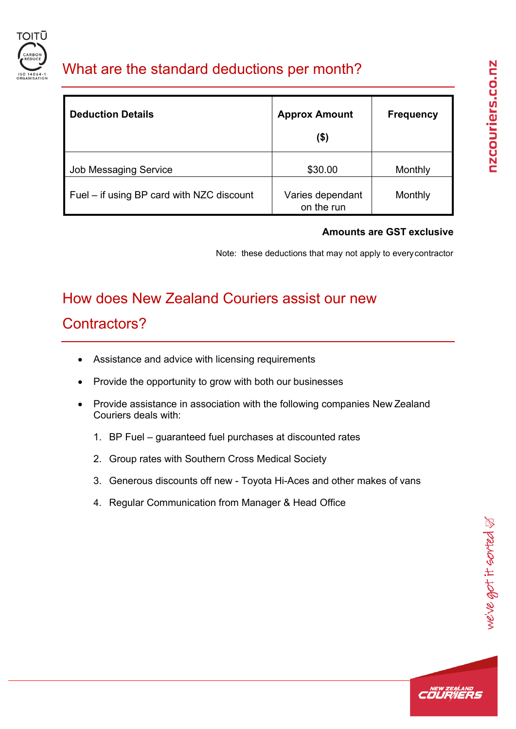## What are the standard deductions per month?

| **Deduction Details** | **Approx Amount ($)** | **Frequency** |
|---|---|---|
| Job Messaging Service | $30.00 | Monthly |
| Fuel – if using BP card with NZC discount | Varies dependant on the run | Monthly |

**Amounts are GST exclusive**

Note: these deductions that may not apply to every contractor

## How does New Zealand Couriers assist our new Contractors?

- Assistance and advice with licensing requirements
- Provide the opportunity to grow with both our businesses
- Provide assistance in association with the following companies New Zealand Couriers deals with:
  1. BP Fuel – guaranteed fuel purchases at discounted rates
  2. Group rates with Southern Cross Medical Society
  3. Generous discounts off new - Toyota Hi-Aces and other makes of vans
  4. Regular Communication from Manager & Head Office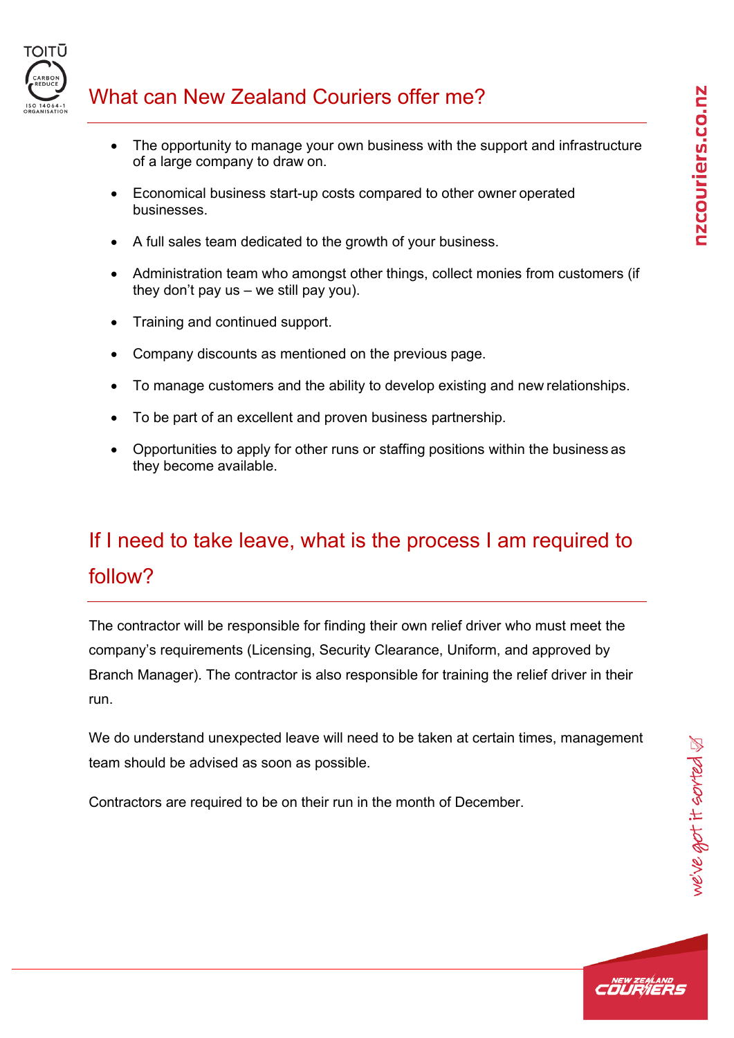## What can New Zealand Couriers offer me?

- The opportunity to manage your own business with the support and infrastructure of a large company to draw on.
- Economical business start-up costs compared to other owner operated businesses.
- A full sales team dedicated to the growth of your business.
- Administration team who amongst other things, collect monies from customers (if they don't pay us – we still pay you).
- Training and continued support.
- Company discounts as mentioned on the previous page.
- To manage customers and the ability to develop existing and new relationships.
- To be part of an excellent and proven business partnership.
- Opportunities to apply for other runs or staffing positions within the business as they become available.

## If I need to take leave, what is the process I am required to follow?

The contractor will be responsible for finding their own relief driver who must meet the company's requirements (Licensing, Security Clearance, Uniform, and approved by Branch Manager). The contractor is also responsible for training the relief driver in their run.

We do understand unexpected leave will need to be taken at certain times, management team should be advised as soon as possible.

Contractors are required to be on their run in the month of December.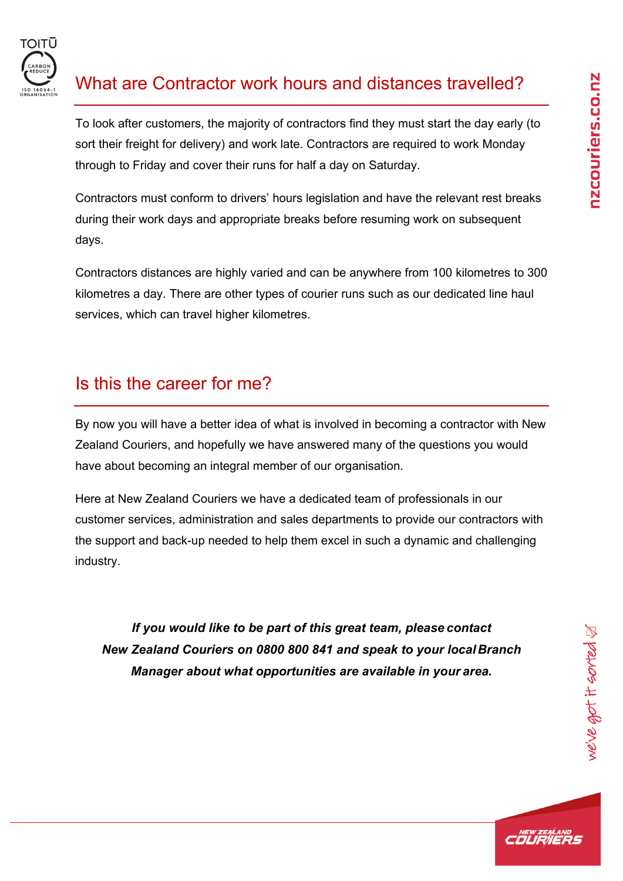## What are Contractor work hours and distances travelled?

To look after customers, the majority of contractors find they must start the day early (to sort their freight for delivery) and work late. Contractors are required to work Monday through to Friday and cover their runs for half a day on Saturday.

Contractors must conform to drivers' hours legislation and have the relevant rest breaks during their work days and appropriate breaks before resuming work on subsequent days.

Contractors distances are highly varied and can be anywhere from 100 kilometres to 300 kilometres a day. There are other types of courier runs such as our dedicated line haul services, which can travel higher kilometres.

## Is this the career for me?

By now you will have a better idea of what is involved in becoming a contractor with New Zealand Couriers, and hopefully we have answered many of the questions you would have about becoming an integral member of our organisation.

Here at New Zealand Couriers we have a dedicated team of professionals in our customer services, administration and sales departments to provide our contractors with the support and back-up needed to help them excel in such a dynamic and challenging industry.

***If you would like to be part of this great team, please contact New Zealand Couriers on 0800 800 841 and speak to your local Branch Manager about what opportunities are available in your area.***